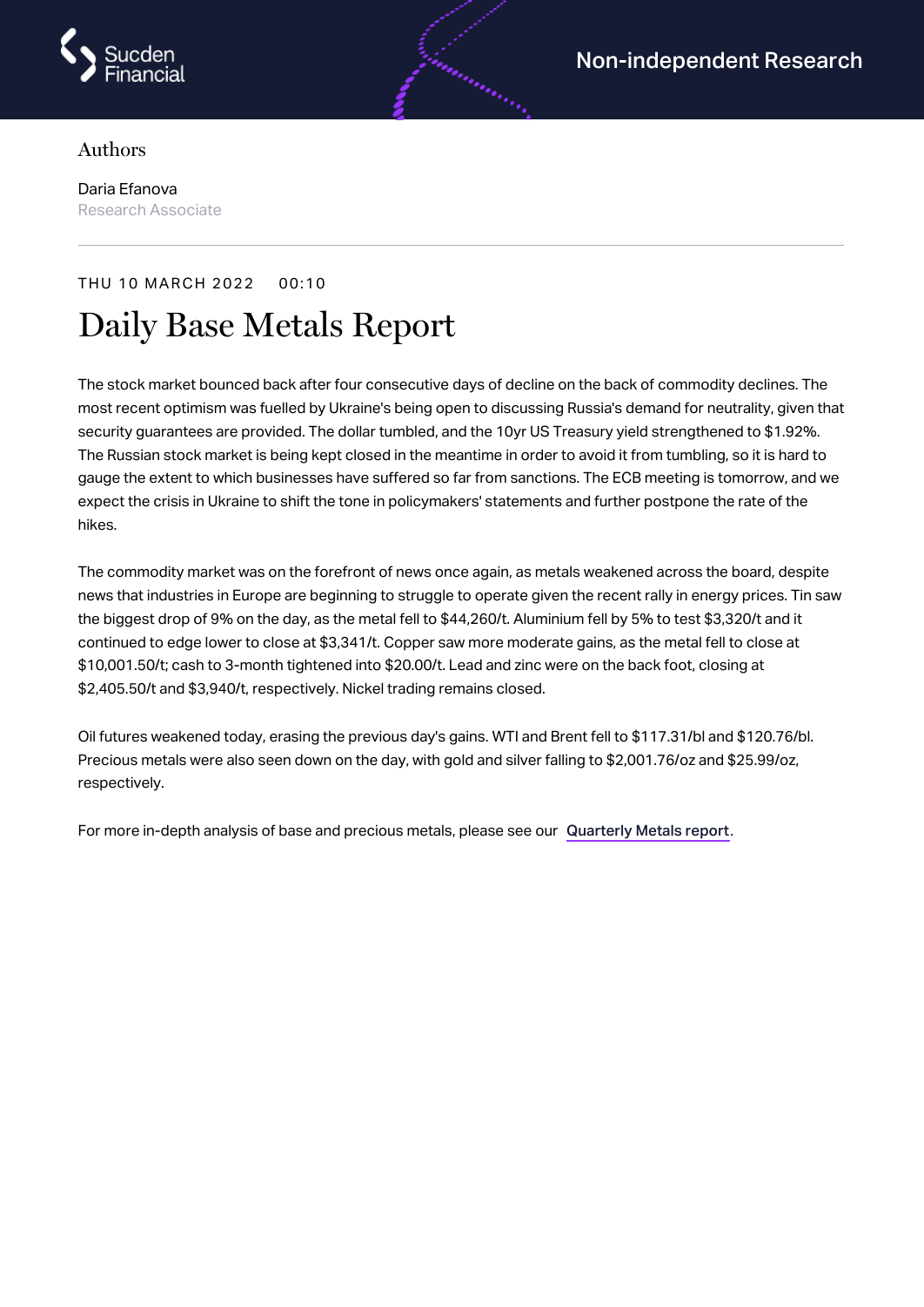Sucden Financial

Non-independent Research

Authors

Daria Efanova
Research Associate

THU 10 MARCH 2022 00:10

# Daily Base Metals Report

The stock market bounced back after four consecutive days of decline on the back of commodity declines. The most recent optimism was fuelled by Ukraine's being open to discussing Russia's demand for neutrality, given that security guarantees are provided. The dollar tumbled, and the 10yr US Treasury yield strengthened to $1.92%. The Russian stock market is being kept closed in the meantime in order to avoid it from tumbling, so it is hard to gauge the extent to which businesses have suffered so far from sanctions. The ECB meeting is tomorrow, and we expect the crisis in Ukraine to shift the tone in policymakers' statements and further postpone the rate of the hikes.

The commodity market was on the forefront of news once again, as metals weakened across the board, despite news that industries in Europe are beginning to struggle to operate given the recent rally in energy prices. Tin saw the biggest drop of 9% on the day, as the metal fell to $44,260/t. Aluminium fell by 5% to test $3,320/t and it continued to edge lower to close at $3,341/t. Copper saw more moderate gains, as the metal fell to close at $10,001.50/t; cash to 3-month tightened into $20.00/t. Lead and zinc were on the back foot, closing at $2,405.50/t and $3,940/t, respectively. Nickel trading remains closed.

Oil futures weakened today, erasing the previous day's gains. WTI and Brent fell to $117.31/bl and $120.76/bl. Precious metals were also seen down on the day, with gold and silver falling to $2,001.76/oz and $25.99/oz, respectively.

For more in-depth analysis of base and precious metals, please see our Quarterly Metals report.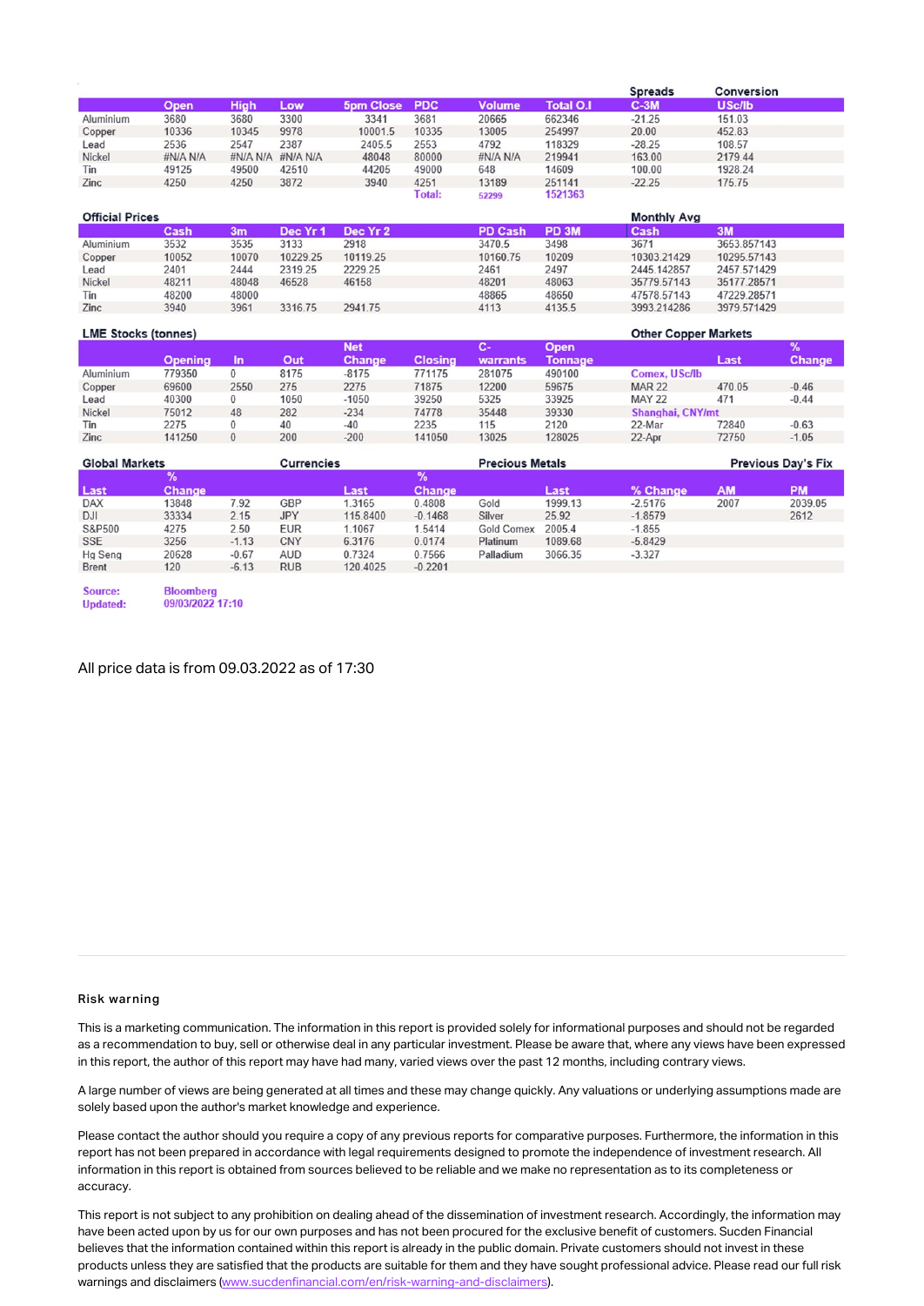| | Open | High | Low | 5pm Close | PDC | Volume | Total O.I | Spreads C-3M | Conversion USc/lb |
|---|---|---|---|---|---|---|---|---|---|
| Aluminium | 3680 | 3680 | 3300 | 3341 | 3681 | 20665 | 662346 | -21.25 | 151.03 |
| Copper | 10336 | 10345 | 9978 | 10001.5 | 10335 | 13005 | 254997 | 20.00 | 452.83 |
| Lead | 2536 | 2547 | 2387 | 2405.5 | 2553 | 4792 | 118329 | -28.25 | 108.57 |
| Nickel | #N/A N/A | #N/A N/A | #N/A N/A | 48048 | 80000 | #N/A N/A | 219941 | 163.00 | 2179.44 |
| Tin | 49125 | 49500 | 42510 | 44205 | 49000 | 648 | 14609 | 100.00 | 1928.24 |
| Zinc | 4250 | 4250 | 3872 | 3940 | 4251 | 13189 | 251141 | -22.25 | 175.75 |
| | | | | | Total: | 52299 | 1521363 | | |

**Official Prices**

| | Cash | 3m | Dec Yr 1 | Dec Yr 2 | PD Cash | PD 3M | Monthly Avg Cash | Monthly Avg 3M |
|---|---|---|---|---|---|---|---|---|
| Aluminium | 3532 | 3535 | 3133 | 2918 | 3470.5 | 3498 | 3671 | 3653.857143 |
| Copper | 10052 | 10070 | 10229.25 | 10119.25 | 10160.75 | 10209 | 10303.21429 | 10295.57143 |
| Lead | 2401 | 2444 | 2319.25 | 2229.25 | 2461 | 2497 | 2445.142857 | 2457.571429 |
| Nickel | 48211 | 48048 | 46528 | 46158 | 48201 | 48063 | 35779.57143 | 35177.28571 |
| Tin | 48200 | 48000 | | | 48865 | 48650 | 47578.57143 | 47229.28571 |
| Zinc | 3940 | 3961 | 3316.75 | 2941.75 | 4113 | 4135.5 | 3993.214286 | 3979.571429 |

**LME Stocks (tonnes)**

| | Opening | In | Out | Net Change | Closing | C-warrants | Open Tonnage |
|---|---|---|---|---|---|---|---|
| Aluminium | 779350 | 0 | 8175 | -8175 | 771175 | 281075 | 490100 |
| Copper | 69600 | 2550 | 275 | 2275 | 71875 | 12200 | 59675 |
| Lead | 40300 | 0 | 1050 | -1050 | 39250 | 5325 | 33925 |
| Nickel | 75012 | 48 | 282 | -234 | 74778 | 35448 | 39330 |
| Tin | 2275 | 0 | 40 | -40 | 2235 | 115 | 2120 |
| Zinc | 141250 | 0 | 200 | -200 | 141050 | 13025 | 128025 |

**Other Copper Markets**

| | Last | % Change |
|---|---|---|
| Comex, USc/lb | | |
| MAR 22 | 470.05 | -0.46 |
| MAY 22 | 471 | -0.44 |
| Shanghai, CNY/mt | | |
| 22-Mar | 72840 | -0.63 |
| 22-Apr | 72750 | -1.05 |

**Global Markets**

| | Last | % Change |
|---|---|---|
| DAX | 13848 | 7.92 |
| DJI | 33334 | 2.15 |
| S&P500 | 4275 | 2.50 |
| SSE | 3256 | -1.13 |
| Hg Seng | 20628 | -0.67 |
| Brent | 120 | -6.13 |

**Currencies**

| | Last | % Change |
|---|---|---|
| GBP | 1.3165 | 0.4808 |
| JPY | 115.8400 | -0.1468 |
| EUR | 1.1067 | 1.5414 |
| CNY | 6.3176 | 0.0174 |
| AUD | 0.7324 | 0.7566 |
| RUB | 120.4025 | -0.2201 |

**Precious Metals**

| | Last | % Change | Previous Day's Fix AM | Previous Day's Fix PM |
|---|---|---|---|---|
| Gold | 1999.13 | -2.5176 | 2007 | 2039.05 |
| Silver | 25.92 | -1.8579 | | 2612 |
| Gold Comex | 2005.4 | -1.855 | | |
| Platinum | 1089.68 | -5.8429 | | |
| Palladium | 3066.35 | -3.327 | | |

Source: Bloomberg
Updated: 09/03/2022 17:10

All price data is from 09.03.2022 as of 17:30

---

### Risk warning

This is a marketing communication. The information in this report is provided solely for informational purposes and should not be regarded as a recommendation to buy, sell or otherwise deal in any particular investment. Please be aware that, where any views have been expressed in this report, the author of this report may have had many, varied views over the past 12 months, including contrary views.

A large number of views are being generated at all times and these may change quickly. Any valuations or underlying assumptions made are solely based upon the author's market knowledge and experience.

Please contact the author should you require a copy of any previous reports for comparative purposes. Furthermore, the information in this report has not been prepared in accordance with legal requirements designed to promote the independence of investment research. All information in this report is obtained from sources believed to be reliable and we make no representation as to its completeness or accuracy.

This report is not subject to any prohibition on dealing ahead of the dissemination of investment research. Accordingly, the information may have been acted upon by us for our own purposes and has not been procured for the exclusive benefit of customers. Sucden Financial believes that the information contained within this report is already in the public domain. Private customers should not invest in these products unless they are satisfied that the products are suitable for them and they have sought professional advice. Please read our full risk warnings and disclaimers (www.sucdenfinancial.com/en/risk-warning-and-disclaimers).